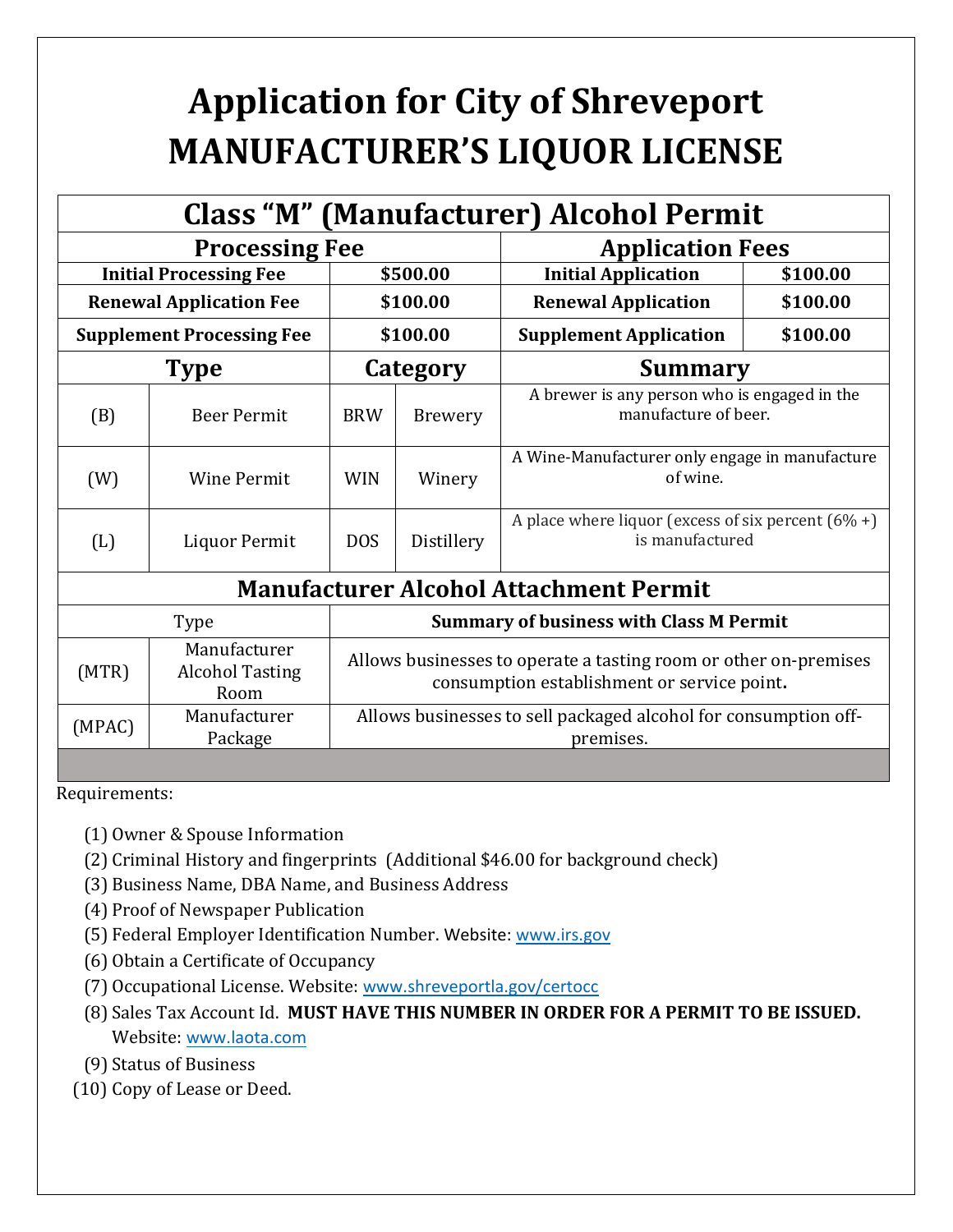# Application for City of Shreveport MANUFACTURER'S LIQUOR LICENSE

| Class "M" (Manufacturer) Alcohol Permit | | | | | |
|---|---|---|---|---|---|
| **Processing Fee** | | | | **Application Fees** | |
| **Initial Processing Fee** | | **$500.00** | | **Initial Application** | **$100.00** |
| **Renewal Application Fee** | | **$100.00** | | **Renewal Application** | **$100.00** |
| **Supplement Processing Fee** | | **$100.00** | | **Supplement Application** | **$100.00** |
| **Type** | | **Category** | | **Summary** | |
| (B) | Beer Permit | BRW | Brewery | A brewer is any person who is engaged in the manufacture of beer. | |
| (W) | Wine Permit | WIN | Winery | A Wine-Manufacturer only engage in manufacture of wine. | |
| (L) | Liquor Permit | DOS | Distillery | A place where liquor (excess of six percent (6% +) is manufactured | |

| Manufacturer Alcohol Attachment Permit | | |
|---|---|---|
| Type | | **Summary of business with Class M Permit** |
| (MTR) | Manufacturer Alcohol Tasting Room | Allows businesses to operate a tasting room or other on-premises consumption establishment or service point. |
| (MPAC) | Manufacturer Package | Allows businesses to sell packaged alcohol for consumption off-premises. |

Requirements:

(1) Owner & Spouse Information
(2) Criminal History and fingerprints (Additional $46.00 for background check)
(3) Business Name, DBA Name, and Business Address
(4) Proof of Newspaper Publication
(5) Federal Employer Identification Number. Website: www.irs.gov
(6) Obtain a Certificate of Occupancy
(7) Occupational License. Website: www.shreveportla.gov/certocc
(8) Sales Tax Account Id. **MUST HAVE THIS NUMBER IN ORDER FOR A PERMIT TO BE ISSUED.** Website: www.laota.com
(9) Status of Business
(10) Copy of Lease or Deed.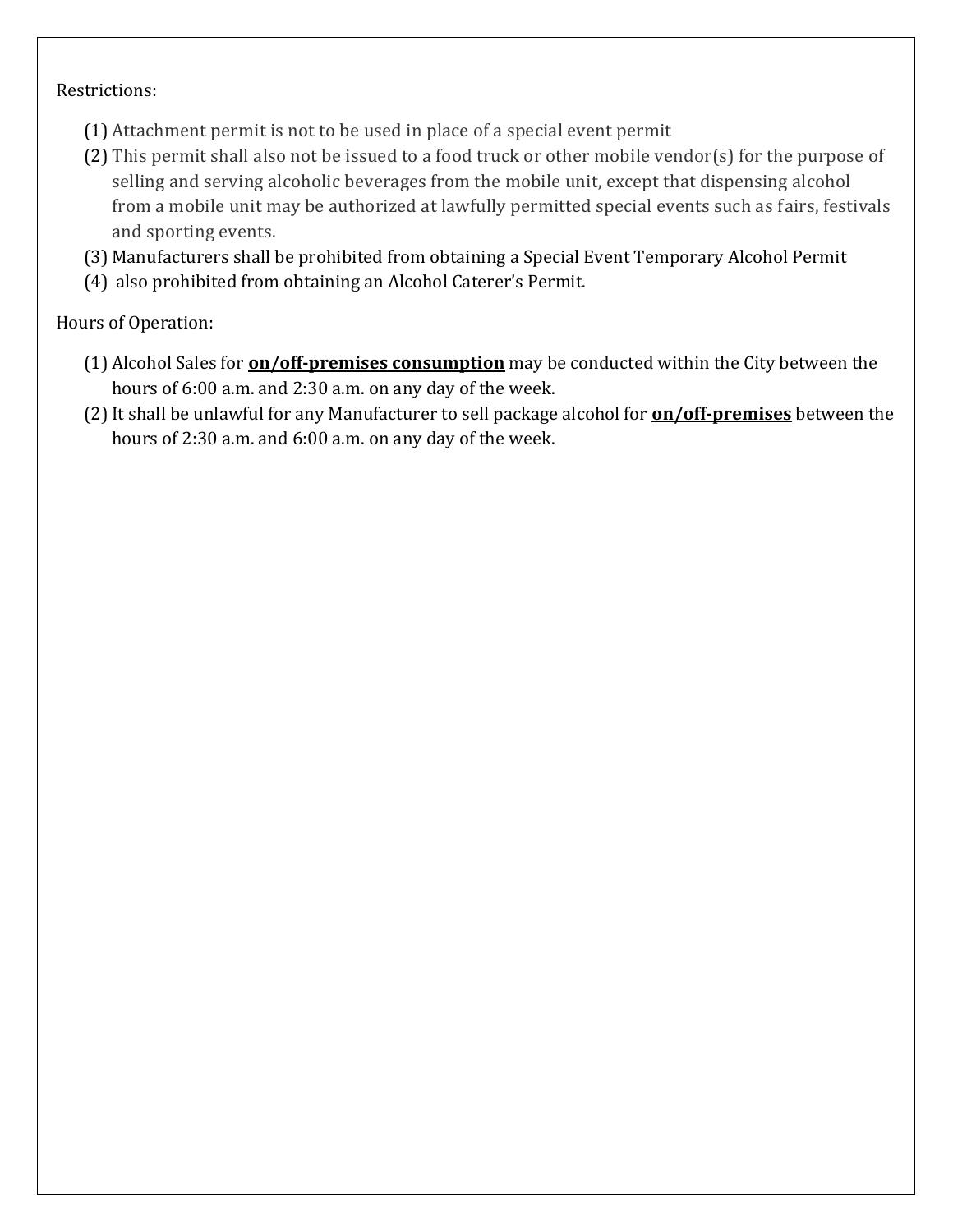Restrictions:

(1) Attachment permit is not to be used in place of a special event permit
(2) This permit shall also not be issued to a food truck or other mobile vendor(s) for the purpose of selling and serving alcoholic beverages from the mobile unit, except that dispensing alcohol from a mobile unit may be authorized at lawfully permitted special events such as fairs, festivals and sporting events.
(3) Manufacturers shall be prohibited from obtaining a Special Event Temporary Alcohol Permit
(4) also prohibited from obtaining an Alcohol Caterer's Permit.

Hours of Operation:

(1) Alcohol Sales for **on/off-premises consumption** may be conducted within the City between the hours of 6:00 a.m. and 2:30 a.m. on any day of the week.
(2) It shall be unlawful for any Manufacturer to sell package alcohol for **on/off-premises** between the hours of 2:30 a.m. and 6:00 a.m. on any day of the week.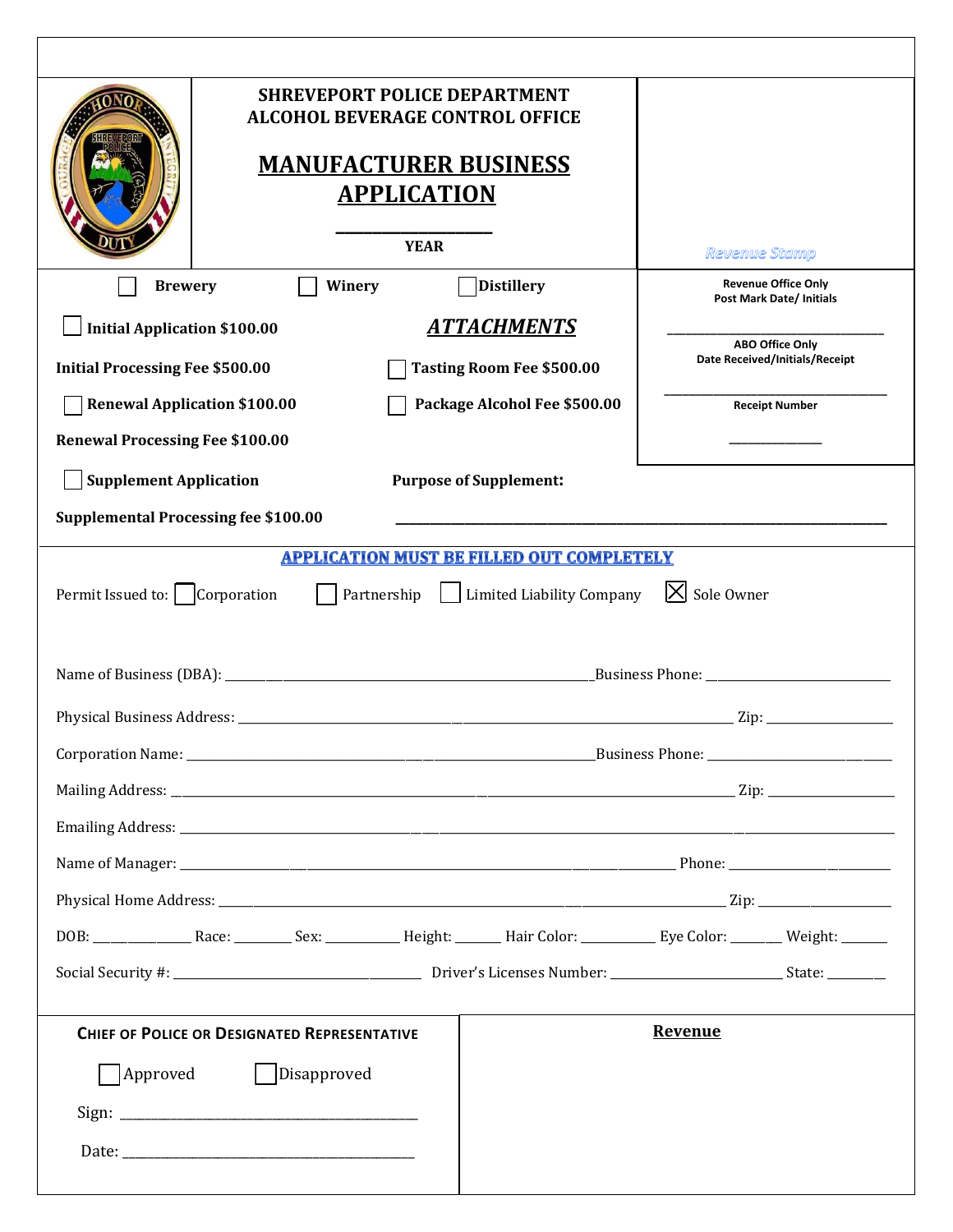**SHREVEPORT POLICE DEPARTMENT**
**ALCOHOL BEVERAGE CONTROL OFFICE**

# MANUFACTURER BUSINESS APPLICATION

_______________
**YEAR**

*Revenue Stamp*

☐ **Brewery** ☐ **Winery** ☐ **Distillery**

**Revenue Office Only**
**Post Mark Date/ Initials**

_______________________

**ABO Office Only**
**Date Received/Initials/Receipt**

_______________________

**Receipt Number**

___________

☐ **Initial Application $100.00**

**Initial Processing Fee $500.00**

☐ **Renewal Application $100.00**

**Renewal Processing Fee $100.00**

## *ATTACHMENTS*

☐ **Tasting Room Fee $500.00**

☐ **Package Alcohol Fee $500.00**

☐ **Supplement Application** **Purpose of Supplement:**

**Supplemental Processing fee $100.00** _______________________________________________

**APPLICATION MUST BE FILLED OUT COMPLETELY**

Permit Issued to: ☐ Corporation ☐ Partnership ☐ Limited Liability Company ☒ Sole Owner

Name of Business (DBA): _______________________________ Business Phone: ____________________

Physical Business Address: _______________________________________________ Zip: ______________

Corporation Name: _______________________________________ Business Phone: ____________________

Mailing Address: _______________________________________________________ Zip: ______________

Emailing Address: _________________________________________________________________________

Name of Manager: _______________________________________________ Phone: __________________

Physical Home Address: _________________________________________________ Zip: ______________

DOB: __________ Race: ______ Sex: _______ Height: _____ Hair Color: _______ Eye Color: _____ Weight: _____

Social Security #: __________________________ Driver's Licenses Number: __________________ State: ______

**CHIEF OF POLICE OR DESIGNATED REPRESENTATIVE**

☐ Approved ☐ Disapproved

Sign: ___________________________________

Date: ___________________________________

**Revenue**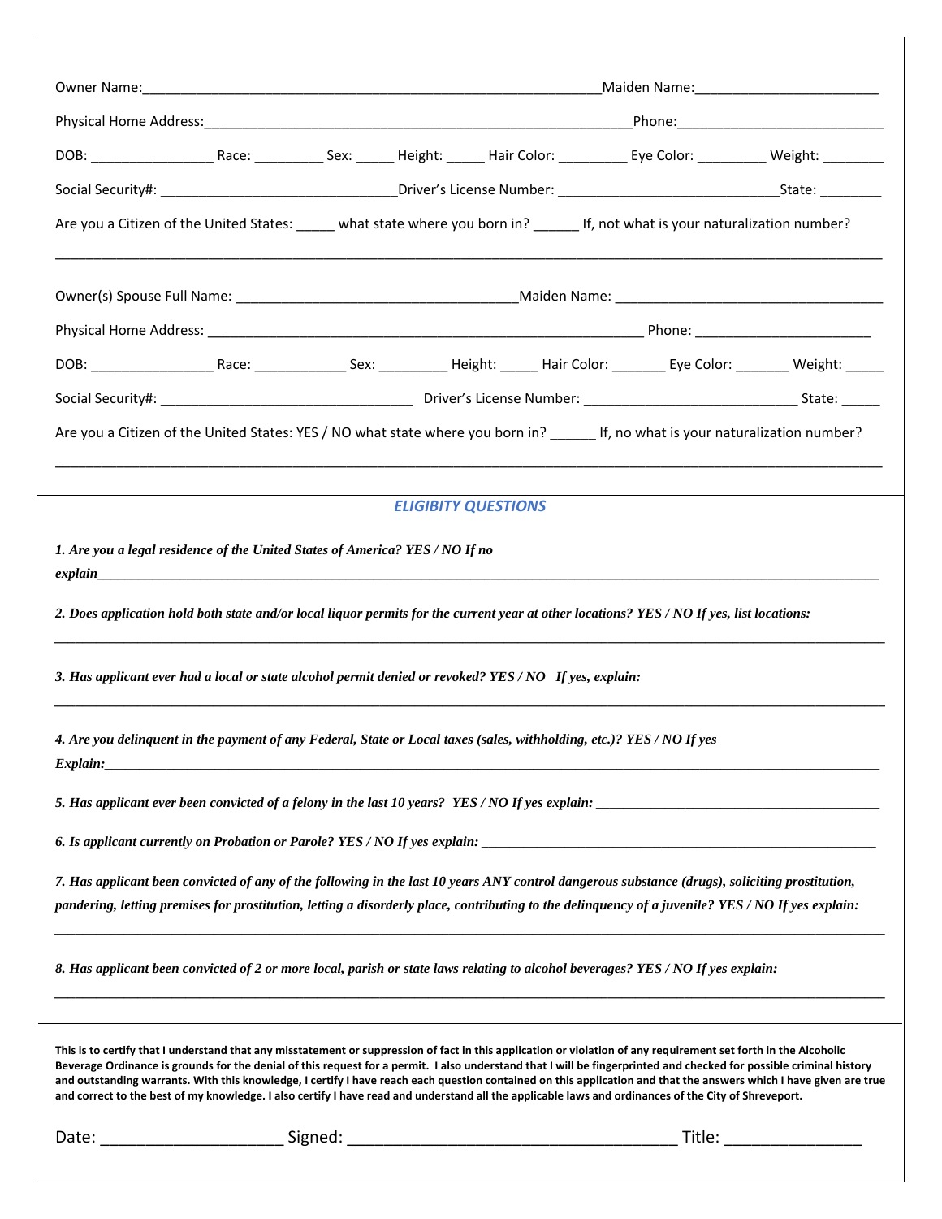Owner Name:_______________________________________________________________Maiden Name:_________________________

Physical Home Address:___________________________________________________________Phone:___________________________

DOB: ________________ Race: _________ Sex: _____ Height: _____ Hair Color: _________ Eye Color: _________ Weight: ________

Social Security#: _______________________________Driver's License Number: _____________________________State: ________

Are you a Citizen of the United States: _____ what state where you born in? ______ If, not what is your naturalization number?

____________________________________________________________________________________________________________

Owner(s) Spouse Full Name: ____________________________________Maiden Name: ___________________________________

Physical Home Address: __________________________________________________________ Phone: _______________________

DOB: ________________ Race: ____________ Sex: _________ Height: _____ Hair Color: _______ Eye Color: _______ Weight: _____

Social Security#: _________________________________ Driver's License Number: ___________________________ State: _____

Are you a Citizen of the United States: YES / NO what state where you born in? ______ If, no what is your naturalization number?

____________________________________________________________________________________________________________

## *ELIGIBITY QUESTIONS*

*1. Are you a legal residence of the United States of America? YES / NO If no explain*____________________________________________________________________________________________

*2. Does application hold both state and/or local liquor permits for the current year at other locations? YES / NO If yes, list locations:*

____________________________________________________________________________________________________________

*3. Has applicant ever had a local or state alcohol permit denied or revoked? YES / NO If yes, explain:*

____________________________________________________________________________________________________________

*4. Are you delinquent in the payment of any Federal, State or Local taxes (sales, withholding, etc.)? YES / NO If yes Explain:*____________________________________________________________________________________________

*5. Has applicant ever been convicted of a felony in the last 10 years? YES / NO If yes explain:* ________________________________________

*6. Is applicant currently on Probation or Parole? YES / NO If yes explain:* _________________________________________________________

*7. Has applicant been convicted of any of the following in the last 10 years ANY control dangerous substance (drugs), soliciting prostitution, pandering, letting premises for prostitution, letting a disorderly place, contributing to the delinquency of a juvenile? YES / NO If yes explain:*

____________________________________________________________________________________________________________

*8. Has applicant been convicted of 2 or more local, parish or state laws relating to alcohol beverages? YES / NO If yes explain:*

____________________________________________________________________________________________________________

**This is to certify that I understand that any misstatement or suppression of fact in this application or violation of any requirement set forth in the Alcoholic Beverage Ordinance is grounds for the denial of this request for a permit. I also understand that I will be fingerprinted and checked for possible criminal history and outstanding warrants. With this knowledge, I certify I have reach each question contained on this application and that the answers which I have given are true and correct to the best of my knowledge. I also certify I have read and understand all the applicable laws and ordinances of the City of Shreveport.**

Date: ____________________ Signed: _____________________________________ Title: _______________